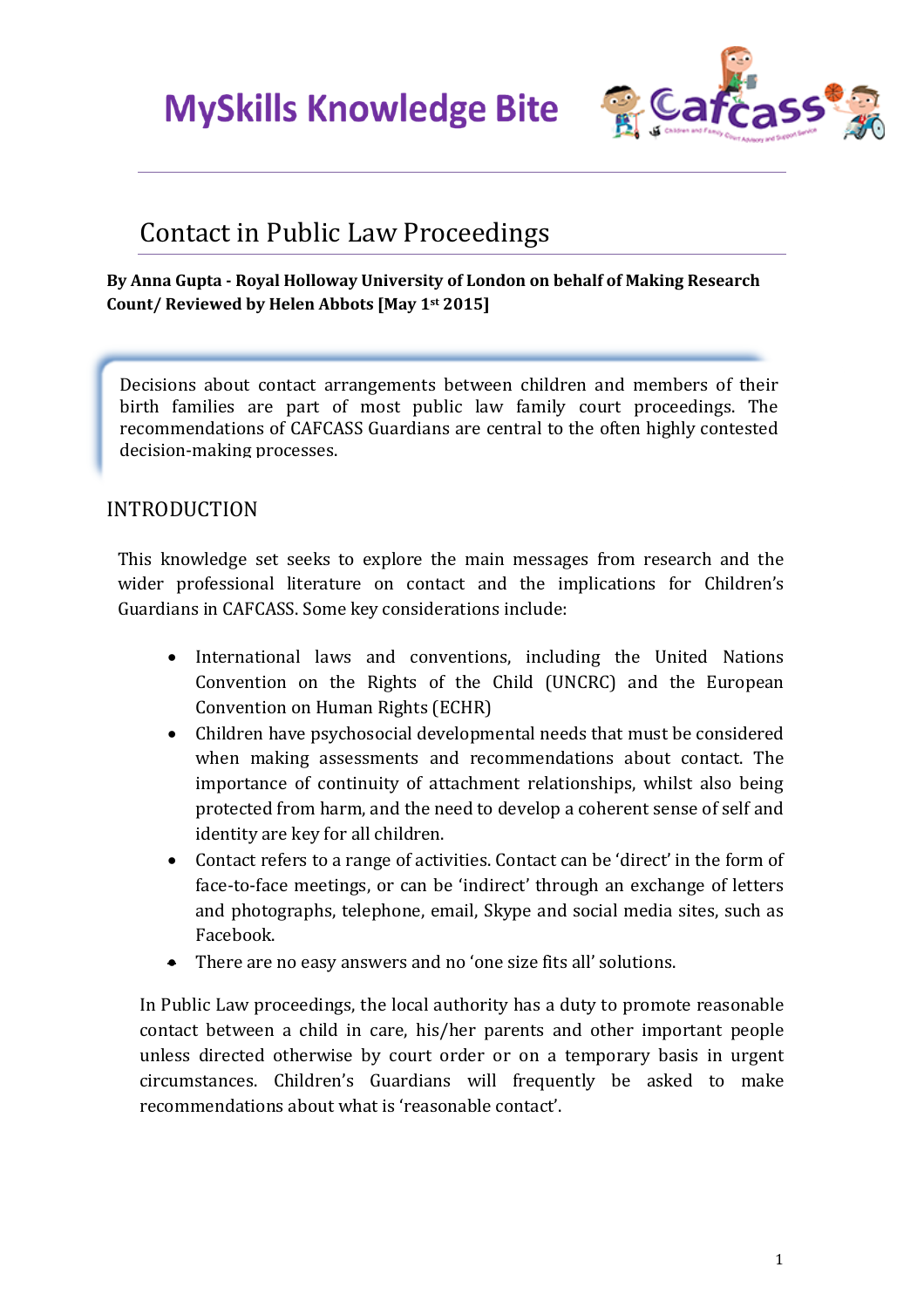MySkills Knowledge Bite

# Contact in Public Law Proceedings

**By Anna Gupta - Royal Holloway University of London on behalf of Making Research Count/ Reviewed by Helen Abbots [May 1st 2015]**

Decisions about contact arrangements between children and members of their birth families are part of most public law family court proceedings. The recommendations of CAFCASS Guardians are central to the often highly contested decision-making processes.

## INTRODUCTION

This knowledge set seeks to explore the main messages from research and the wider professional literature on contact and the implications for Children's Guardians in CAFCASS. Some key considerations include:

- International laws and conventions, including the United Nations Convention on the Rights of the Child (UNCRC) and the European Convention on Human Rights (ECHR)
- Children have psychosocial developmental needs that must be considered when making assessments and recommendations about contact. The importance of continuity of attachment relationships, whilst also being protected from harm, and the need to develop a coherent sense of self and identity are key for all children.
- Contact refers to a range of activities. Contact can be 'direct' in the form of face-to-face meetings, or can be 'indirect' through an exchange of letters and photographs, telephone, email, Skype and social media sites, such as Facebook.
- There are no easy answers and no 'one size fits all' solutions.

In Public Law proceedings, the local authority has a duty to promote reasonable contact between a child in care, his/her parents and other important people unless directed otherwise by court order or on a temporary basis in urgent circumstances. Children's Guardians will frequently be asked to make recommendations about what is 'reasonable contact'.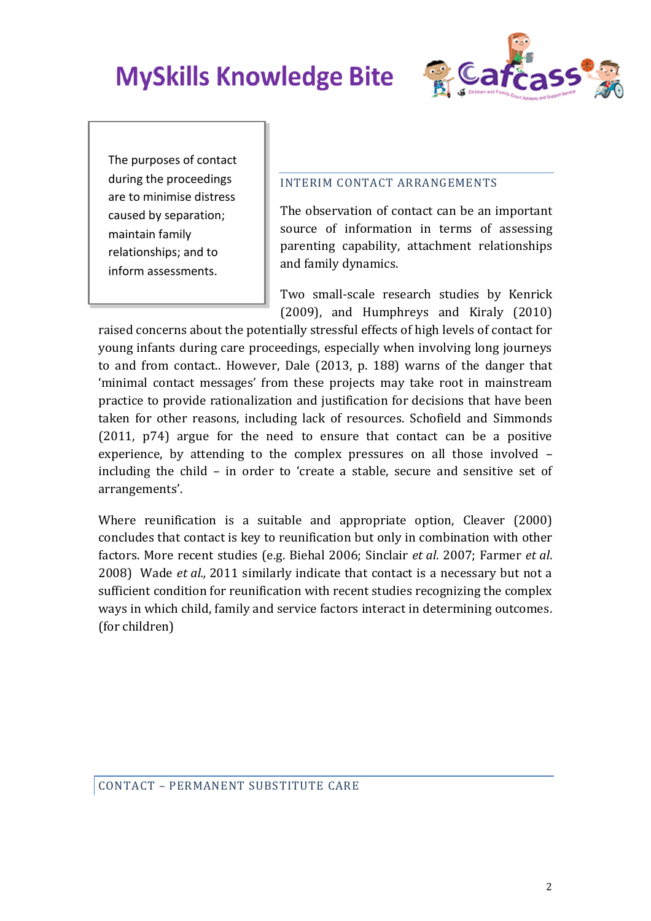> The purposes of contact during the proceedings are to minimise distress caused by separation; maintain family relationships; and to inform assessments.

## INTERIM CONTACT ARRANGEMENTS

The observation of contact can be an important source of information in terms of assessing parenting capability, attachment relationships and family dynamics.

Two small-scale research studies by Kenrick (2009), and Humphreys and Kiraly (2010) raised concerns about the potentially stressful effects of high levels of contact for young infants during care proceedings, especially when involving long journeys to and from contact.. However, Dale (2013, p. 188) warns of the danger that 'minimal contact messages' from these projects may take root in mainstream practice to provide rationalization and justification for decisions that have been taken for other reasons, including lack of resources. Schofield and Simmonds (2011, p74) argue for the need to ensure that contact can be a positive experience, by attending to the complex pressures on all those involved – including the child – in order to 'create a stable, secure and sensitive set of arrangements'.

Where reunification is a suitable and appropriate option, Cleaver (2000) concludes that contact is key to reunification but only in combination with other factors. More recent studies (e.g. Biehal 2006; Sinclair *et al*. 2007; Farmer *et al*. 2008) Wade *et al.,* 2011 similarly indicate that contact is a necessary but not a sufficient condition for reunification with recent studies recognizing the complex ways in which child, family and service factors interact in determining outcomes. (for children)

## CONTACT – PERMANENT SUBSTITUTE CARE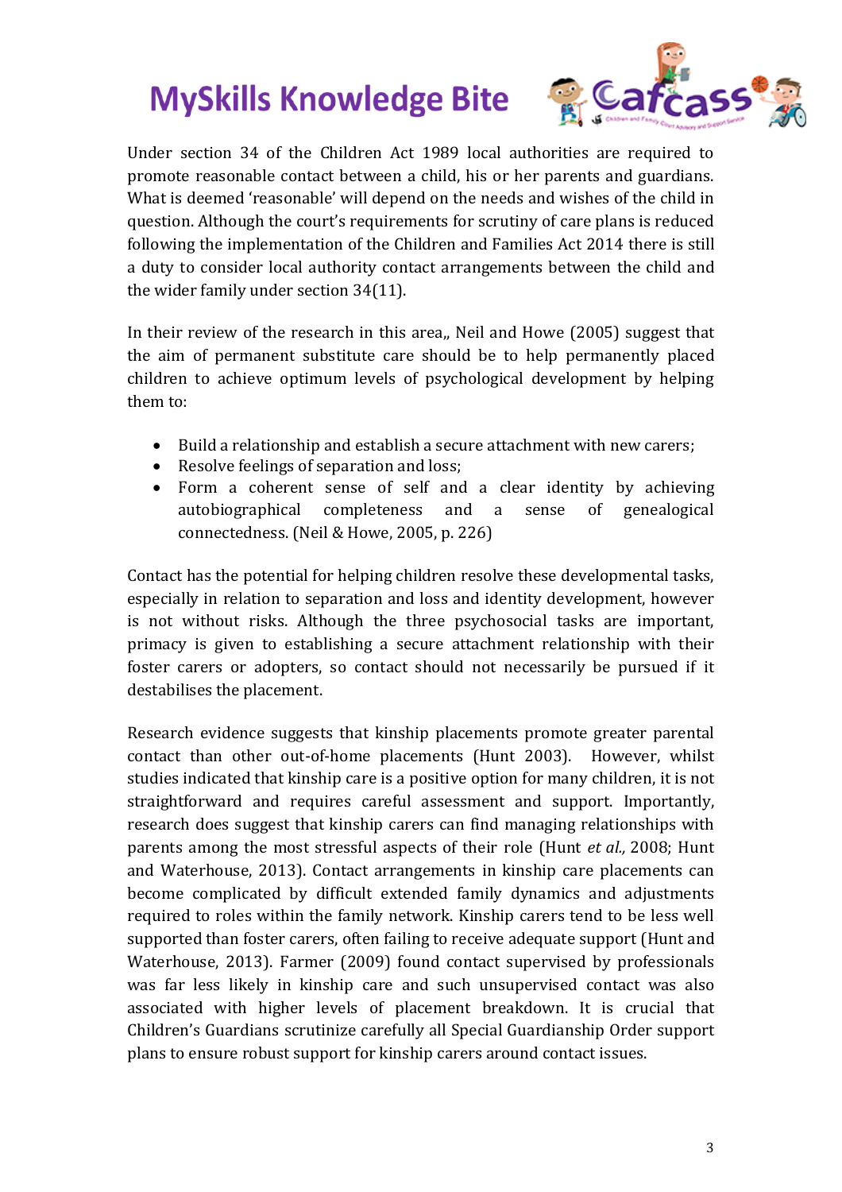Under section 34 of the Children Act 1989 local authorities are required to promote reasonable contact between a child, his or her parents and guardians. What is deemed 'reasonable' will depend on the needs and wishes of the child in question. Although the court's requirements for scrutiny of care plans is reduced following the implementation of the Children and Families Act 2014 there is still a duty to consider local authority contact arrangements between the child and the wider family under section 34(11).

In their review of the research in this area,, Neil and Howe (2005) suggest that the aim of permanent substitute care should be to help permanently placed children to achieve optimum levels of psychological development by helping them to:

- Build a relationship and establish a secure attachment with new carers;
- Resolve feelings of separation and loss;
- Form a coherent sense of self and a clear identity by achieving autobiographical completeness and a sense of genealogical connectedness. (Neil & Howe, 2005, p. 226)

Contact has the potential for helping children resolve these developmental tasks, especially in relation to separation and loss and identity development, however is not without risks. Although the three psychosocial tasks are important, primacy is given to establishing a secure attachment relationship with their foster carers or adopters, so contact should not necessarily be pursued if it destabilises the placement.

Research evidence suggests that kinship placements promote greater parental contact than other out-of-home placements (Hunt 2003). However, whilst studies indicated that kinship care is a positive option for many children, it is not straightforward and requires careful assessment and support. Importantly, research does suggest that kinship carers can find managing relationships with parents among the most stressful aspects of their role (Hunt *et al.,* 2008; Hunt and Waterhouse, 2013). Contact arrangements in kinship care placements can become complicated by difficult extended family dynamics and adjustments required to roles within the family network. Kinship carers tend to be less well supported than foster carers, often failing to receive adequate support (Hunt and Waterhouse, 2013). Farmer (2009) found contact supervised by professionals was far less likely in kinship care and such unsupervised contact was also associated with higher levels of placement breakdown. It is crucial that Children's Guardians scrutinize carefully all Special Guardianship Order support plans to ensure robust support for kinship carers around contact issues.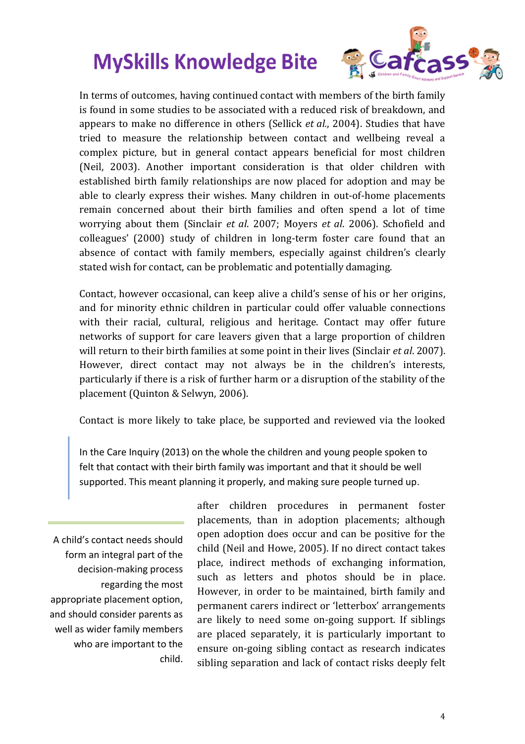In terms of outcomes, having continued contact with members of the birth family is found in some studies to be associated with a reduced risk of breakdown, and appears to make no difference in others (Sellick *et al.*, 2004). Studies that have tried to measure the relationship between contact and wellbeing reveal a complex picture, but in general contact appears beneficial for most children (Neil, 2003). Another important consideration is that older children with established birth family relationships are now placed for adoption and may be able to clearly express their wishes. Many children in out-of-home placements remain concerned about their birth families and often spend a lot of time worrying about them (Sinclair *et al*. 2007; Moyers *et al*. 2006). Schofield and colleagues' (2000) study of children in long-term foster care found that an absence of contact with family members, especially against children's clearly stated wish for contact, can be problematic and potentially damaging.

Contact, however occasional, can keep alive a child's sense of his or her origins, and for minority ethnic children in particular could offer valuable connections with their racial, cultural, religious and heritage. Contact may offer future networks of support for care leavers given that a large proportion of children will return to their birth families at some point in their lives (Sinclair *et al*. 2007). However, direct contact may not always be in the children's interests, particularly if there is a risk of further harm or a disruption of the stability of the placement (Quinton & Selwyn, 2006).

> In the Care Inquiry (2013) on the whole the children and young people spoken to felt that contact with their birth family was important and that it should be well supported. This meant planning it properly, and making sure people turned up.

Contact is more likely to take place, be supported and reviewed via the looked after children procedures in permanent foster placements, than in adoption placements; although open adoption does occur and can be positive for the child (Neil and Howe, 2005). If no direct contact takes place, indirect methods of exchanging information, such as letters and photos should be in place. However, in order to be maintained, birth family and permanent carers indirect or 'letterbox' arrangements are likely to need some on-going support. If siblings are placed separately, it is particularly important to ensure on-going sibling contact as research indicates sibling separation and lack of contact risks deeply felt

> A child's contact needs should form an integral part of the decision-making process regarding the most appropriate placement option, and should consider parents as well as wider family members who are important to the child.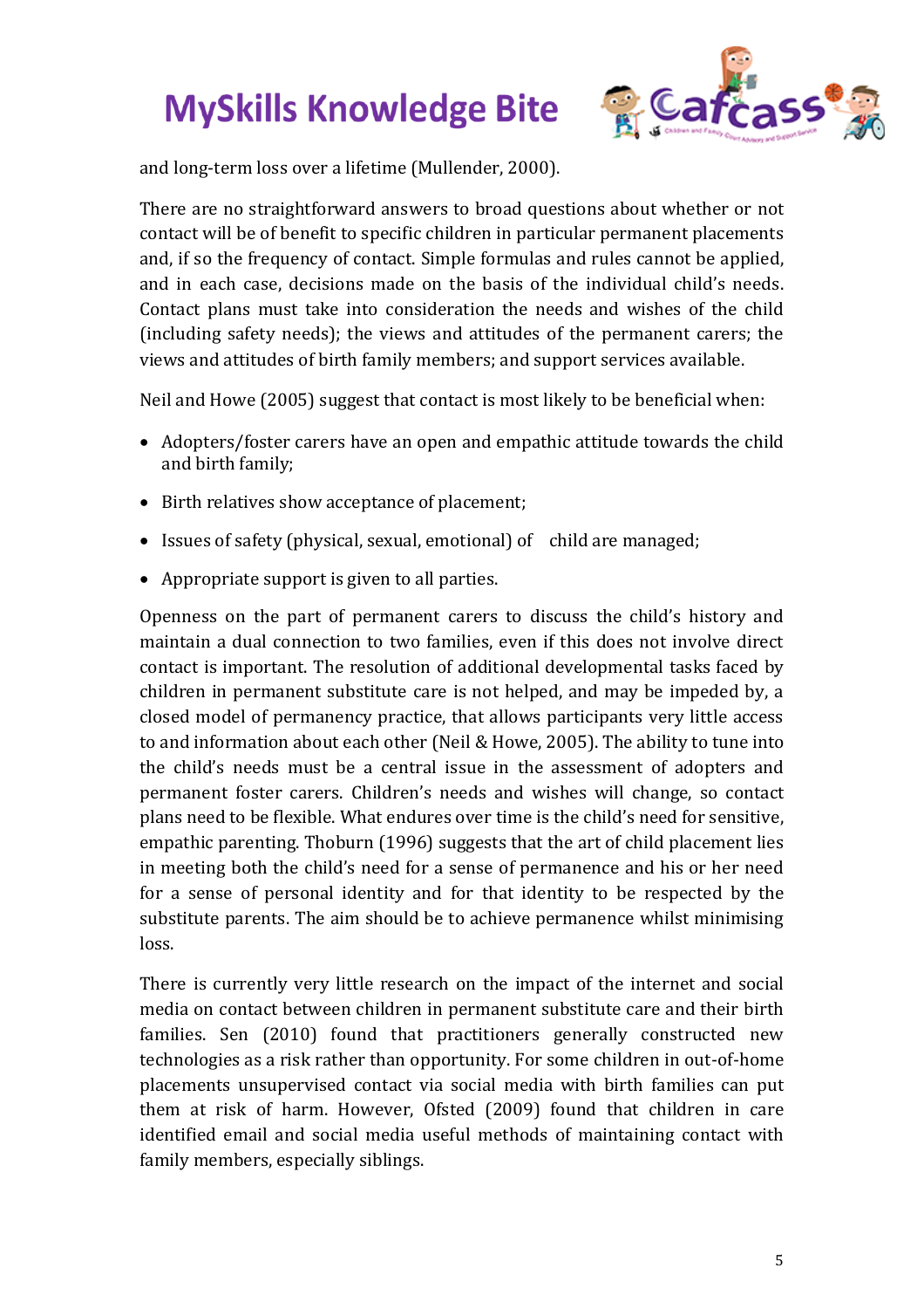and long-term loss over a lifetime (Mullender, 2000).

There are no straightforward answers to broad questions about whether or not contact will be of benefit to specific children in particular permanent placements and, if so the frequency of contact. Simple formulas and rules cannot be applied, and in each case, decisions made on the basis of the individual child's needs. Contact plans must take into consideration the needs and wishes of the child (including safety needs); the views and attitudes of the permanent carers; the views and attitudes of birth family members; and support services available.

Neil and Howe (2005) suggest that contact is most likely to be beneficial when:

- Adopters/foster carers have an open and empathic attitude towards the child and birth family;
- Birth relatives show acceptance of placement;
- Issues of safety (physical, sexual, emotional) of child are managed;
- Appropriate support is given to all parties.

Openness on the part of permanent carers to discuss the child's history and maintain a dual connection to two families, even if this does not involve direct contact is important. The resolution of additional developmental tasks faced by children in permanent substitute care is not helped, and may be impeded by, a closed model of permanency practice, that allows participants very little access to and information about each other (Neil & Howe, 2005). The ability to tune into the child's needs must be a central issue in the assessment of adopters and permanent foster carers. Children's needs and wishes will change, so contact plans need to be flexible. What endures over time is the child's need for sensitive, empathic parenting. Thoburn (1996) suggests that the art of child placement lies in meeting both the child's need for a sense of permanence and his or her need for a sense of personal identity and for that identity to be respected by the substitute parents. The aim should be to achieve permanence whilst minimising loss.

There is currently very little research on the impact of the internet and social media on contact between children in permanent substitute care and their birth families. Sen (2010) found that practitioners generally constructed new technologies as a risk rather than opportunity. For some children in out-of-home placements unsupervised contact via social media with birth families can put them at risk of harm. However, Ofsted (2009) found that children in care identified email and social media useful methods of maintaining contact with family members, especially siblings.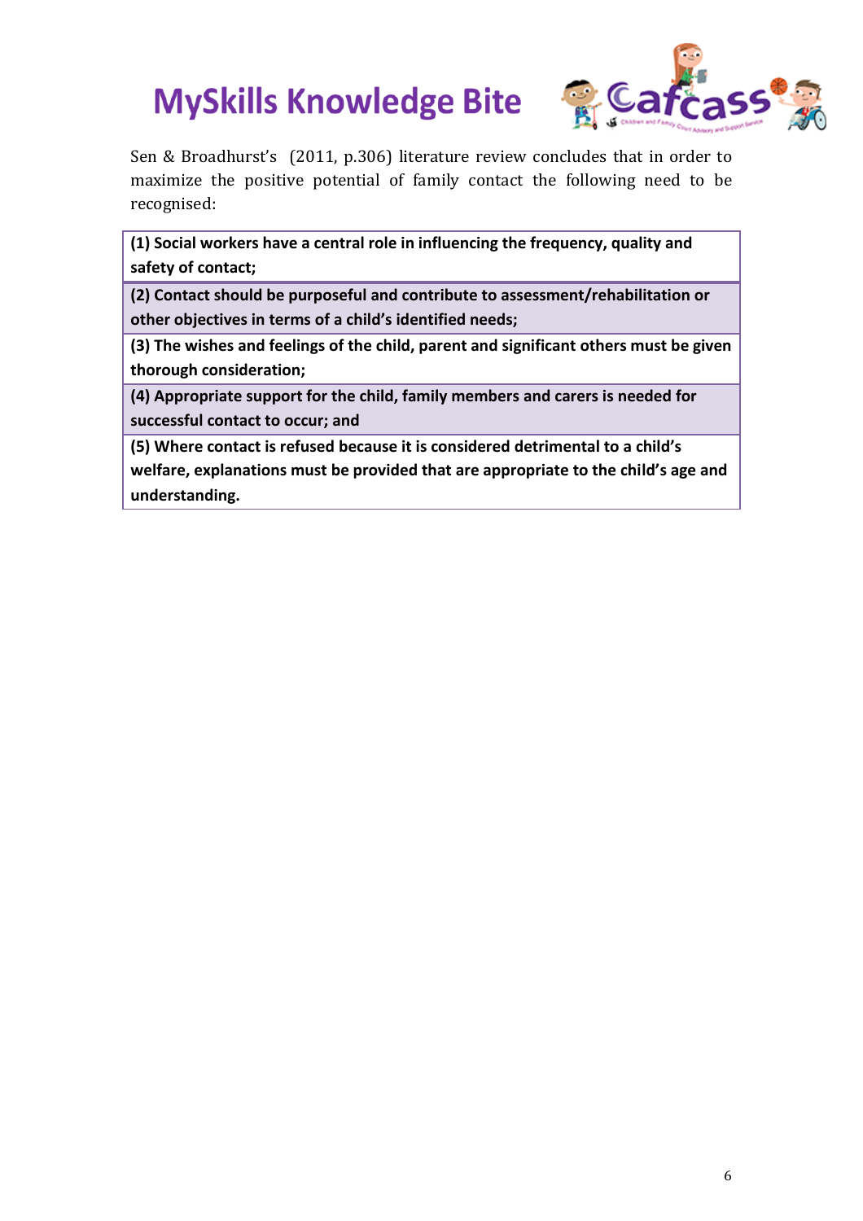Sen & Broadhurst's (2011, p.306) literature review concludes that in order to maximize the positive potential of family contact the following need to be recognised:

| |
|---|
| **(1) Social workers have a central role in influencing the frequency, quality and safety of contact;** |
| **(2) Contact should be purposeful and contribute to assessment/rehabilitation or other objectives in terms of a child's identified needs;** |
| **(3) The wishes and feelings of the child, parent and significant others must be given thorough consideration;** |
| **(4) Appropriate support for the child, family members and carers is needed for successful contact to occur; and** |
| **(5) Where contact is refused because it is considered detrimental to a child's welfare, explanations must be provided that are appropriate to the child's age and understanding.** |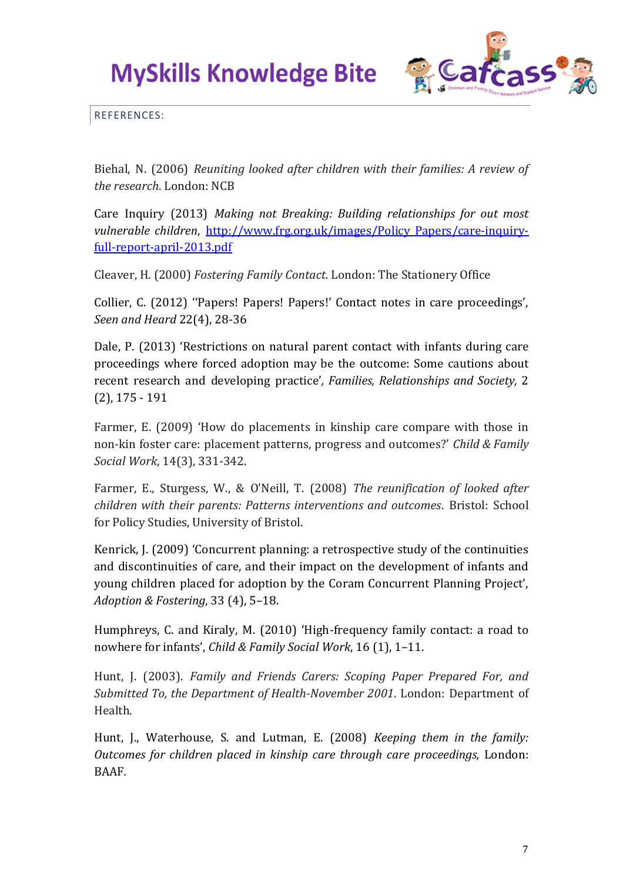REFERENCES:

Biehal, N. (2006) *Reuniting looked after children with their families: A review of the research*. London: NCB

Care Inquiry (2013) *Making not Breaking: Building relationships for out most vulnerable children*, [http://www.frg.org.uk/images/Policy_Papers/care-inquiry-full-report-april-2013.pdf](http://www.frg.org.uk/images/Policy_Papers/care-inquiry-full-report-april-2013.pdf)

Cleaver, H. (2000) *Fostering Family Contact*. London: The Stationery Office

Collier, C. (2012) ''Papers! Papers! Papers!' Contact notes in care proceedings', *Seen and Heard* 22(4), 28-36

Dale, P. (2013) 'Restrictions on natural parent contact with infants during care proceedings where forced adoption may be the outcome: Some cautions about recent research and developing practice', *Families, Relationships and Society,* 2 (2), 175 - 191

Farmer, E. (2009) 'How do placements in kinship care compare with those in non-kin foster care: placement patterns, progress and outcomes?' *Child & Family Social Work*, 14(3), 331-342.

Farmer, E., Sturgess, W., & O'Neill, T. (2008) *The reunification of looked after children with their parents: Patterns interventions and outcomes*. Bristol: School for Policy Studies, University of Bristol.

Kenrick, J. (2009) 'Concurrent planning: a retrospective study of the continuities and discontinuities of care, and their impact on the development of infants and young children placed for adoption by the Coram Concurrent Planning Project', *Adoption & Fostering*, 33 (4), 5–18.

Humphreys, C. and Kiraly, M. (2010) 'High-frequency family contact: a road to nowhere for infants', *Child & Family Social Work*, 16 (1), 1–11.

Hunt, J. (2003). *Family and Friends Carers: Scoping Paper Prepared For, and Submitted To, the Department of Health-November 2001*. London: Department of Health.

Hunt, J., Waterhouse, S. and Lutman, E. (2008) *Keeping them in the family: Outcomes for children placed in kinship care through care proceedings,* London: BAAF.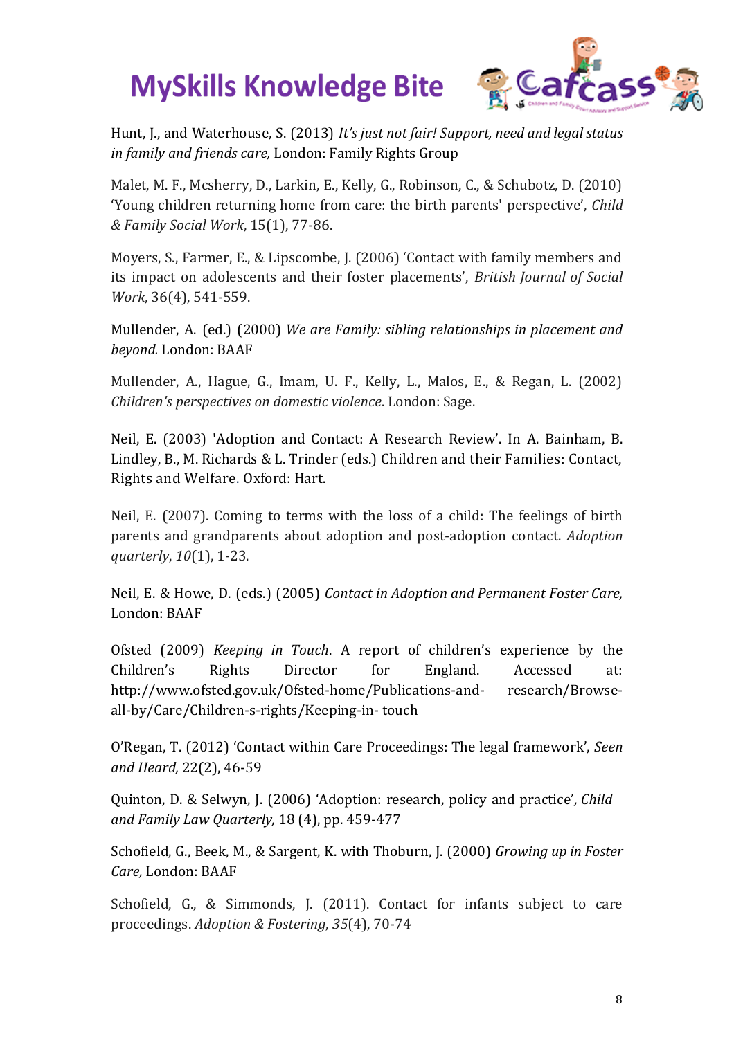Hunt, J., and Waterhouse, S. (2013) *It's just not fair! Support, need and legal status in family and friends care,* London: Family Rights Group

Malet, M. F., Mcsherry, D., Larkin, E., Kelly, G., Robinson, C., & Schubotz, D. (2010) 'Young children returning home from care: the birth parents' perspective', *Child & Family Social Work*, 15(1), 77-86.

Moyers, S., Farmer, E., & Lipscombe, J. (2006) 'Contact with family members and its impact on adolescents and their foster placements', *British Journal of Social Work*, 36(4), 541-559.

Mullender, A. (ed.) (2000) *We are Family: sibling relationships in placement and beyond.* London: BAAF

Mullender, A., Hague, G., Imam, U. F., Kelly, L., Malos, E., & Regan, L. (2002) *Children's perspectives on domestic violence*. London: Sage.

Neil, E. (2003) 'Adoption and Contact: A Research Review'. In A. Bainham, B. Lindley, B., M. Richards & L. Trinder (eds.) Children and their Families: Contact, Rights and Welfare. Oxford: Hart.

Neil, E. (2007). Coming to terms with the loss of a child: The feelings of birth parents and grandparents about adoption and post-adoption contact. *Adoption quarterly*, *10*(1), 1-23.

Neil, E. & Howe, D. (eds.) (2005) *Contact in Adoption and Permanent Foster Care,* London: BAAF

Ofsted (2009) *Keeping in Touch*. A report of children's experience by the Children's Rights Director for England. Accessed at: http://www.ofsted.gov.uk/Ofsted-home/Publications-and- research/Browse-all-by/Care/Children-s-rights/Keeping-in- touch

O'Regan, T. (2012) 'Contact within Care Proceedings: The legal framework', *Seen and Heard,* 22(2), 46-59

Quinton, D. & Selwyn, J. (2006) 'Adoption: research, policy and practice', *Child and Family Law Quarterly,* 18 (4), pp. 459-477

Schofield, G., Beek, M., & Sargent, K. with Thoburn, J. (2000) *Growing up in Foster Care,* London: BAAF

Schofield, G., & Simmonds, J. (2011). Contact for infants subject to care proceedings. *Adoption & Fostering*, *35*(4), 70-74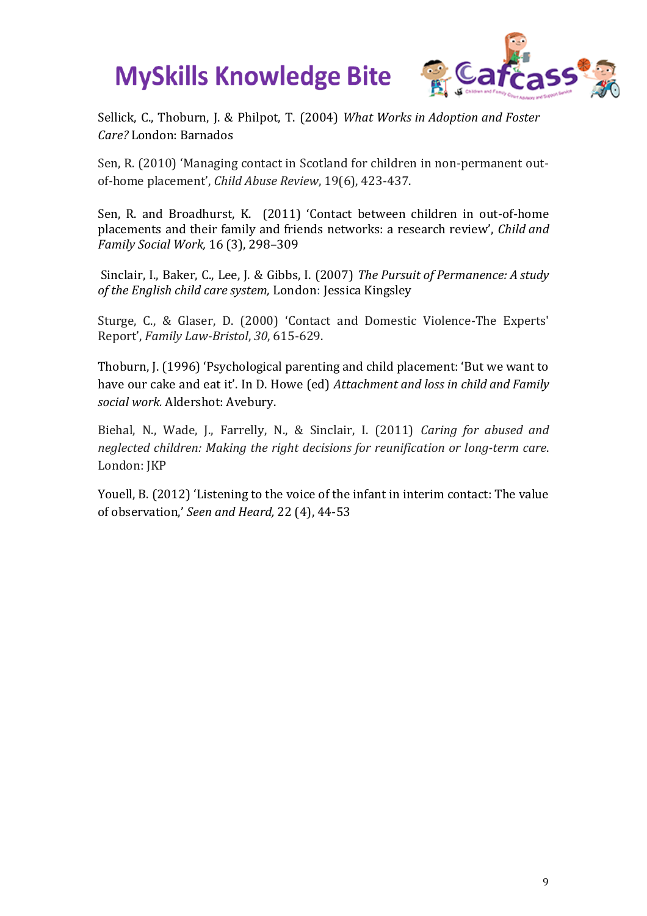Sellick, C., Thoburn, J. & Philpot, T. (2004) *What Works in Adoption and Foster Care?* London: Barnados

Sen, R. (2010) 'Managing contact in Scotland for children in non-permanent out-of-home placement', *Child Abuse Review*, 19(6), 423-437.

Sen, R. and Broadhurst, K. (2011) 'Contact between children in out-of-home placements and their family and friends networks: a research review', *Child and Family Social Work,* 16 (3), 298–309

Sinclair, I., Baker, C., Lee, J. & Gibbs, I. (2007) *The Pursuit of Permanence: A study of the English child care system,* London: Jessica Kingsley

Sturge, C., & Glaser, D. (2000) 'Contact and Domestic Violence-The Experts' Report', *Family Law-Bristol*, *30*, 615-629.

Thoburn, J. (1996) 'Psychological parenting and child placement: 'But we want to have our cake and eat it'. In D. Howe (ed) *Attachment and loss in child and Family social work.* Aldershot: Avebury.

Biehal, N., Wade, J., Farrelly, N., & Sinclair, I. (2011) *Caring for abused and neglected children: Making the right decisions for reunification or long-term care*. London: JKP

Youell, B. (2012) 'Listening to the voice of the infant in interim contact: The value of observation,' *Seen and Heard,* 22 (4), 44-53